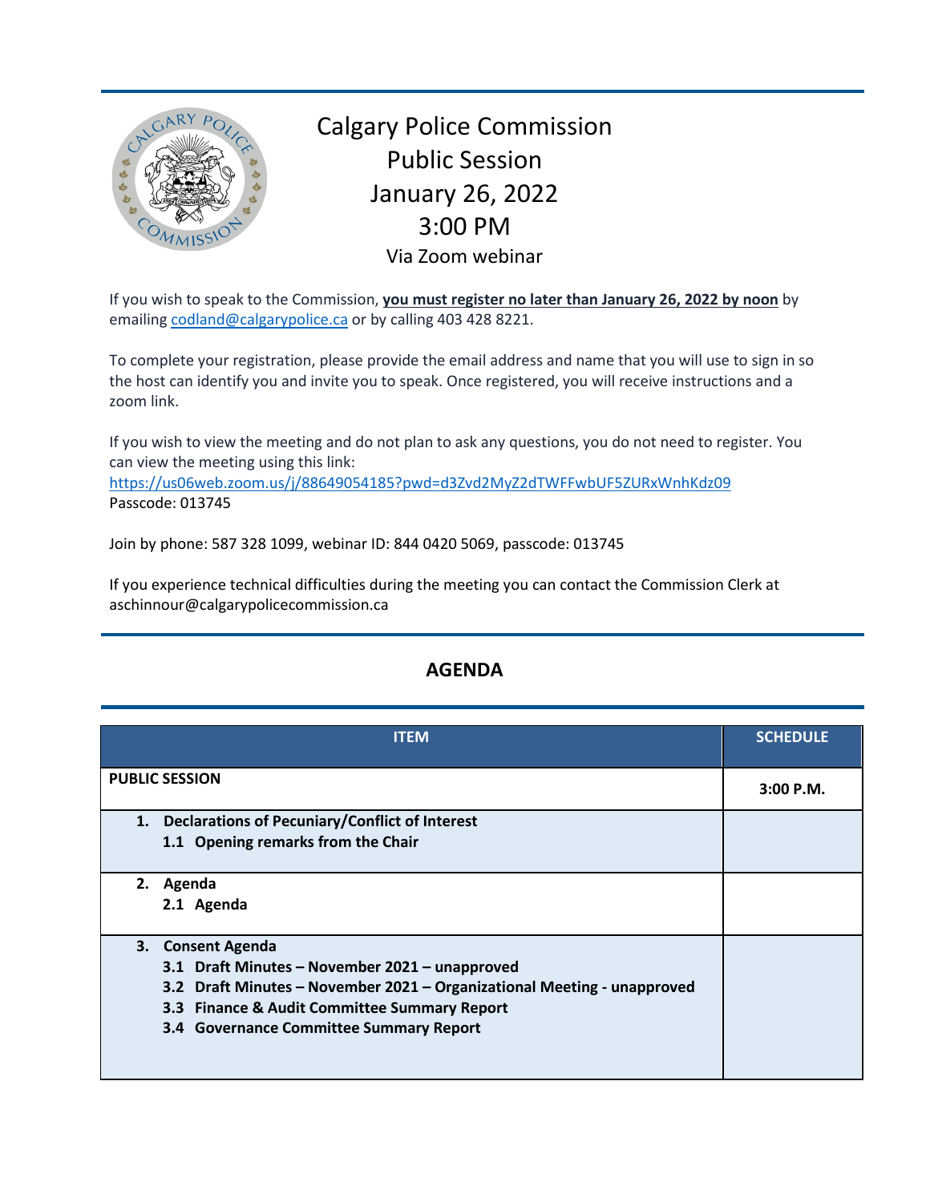# Calgary Police Commission
## Public Session
## January 26, 2022
## 3:00 PM
Via Zoom webinar

If you wish to speak to the Commission, **you must register no later than January 26, 2022 by noon** by emailing codland@calgarypolice.ca or by calling 403 428 8221.

To complete your registration, please provide the email address and name that you will use to sign in so the host can identify you and invite you to speak. Once registered, you will receive instructions and a zoom link.

If you wish to view the meeting and do not plan to ask any questions, you do not need to register. You can view the meeting using this link:
https://us06web.zoom.us/j/88649054185?pwd=d3Zvd2MyZ2dTWFFwbUF5ZURxWnhKdz09
Passcode: 013745

Join by phone: 587 328 1099, webinar ID: 844 0420 5069, passcode: 013745

If you experience technical difficulties during the meeting you can contact the Commission Clerk at aschinnour@calgarypolicecommission.ca

## AGENDA

| ITEM | SCHEDULE |
|---|---|
| **PUBLIC SESSION** | **3:00 P.M.** |
| **1. Declarations of Pecuniary/Conflict of Interest**<br>**1.1 Opening remarks from the Chair** | |
| **2. Agenda**<br>**2.1 Agenda** | |
| **3. Consent Agenda**<br>**3.1 Draft Minutes – November 2021 – unapproved**<br>**3.2 Draft Minutes – November 2021 – Organizational Meeting - unapproved**<br>**3.3 Finance & Audit Committee Summary Report**<br>**3.4 Governance Committee Summary Report** | |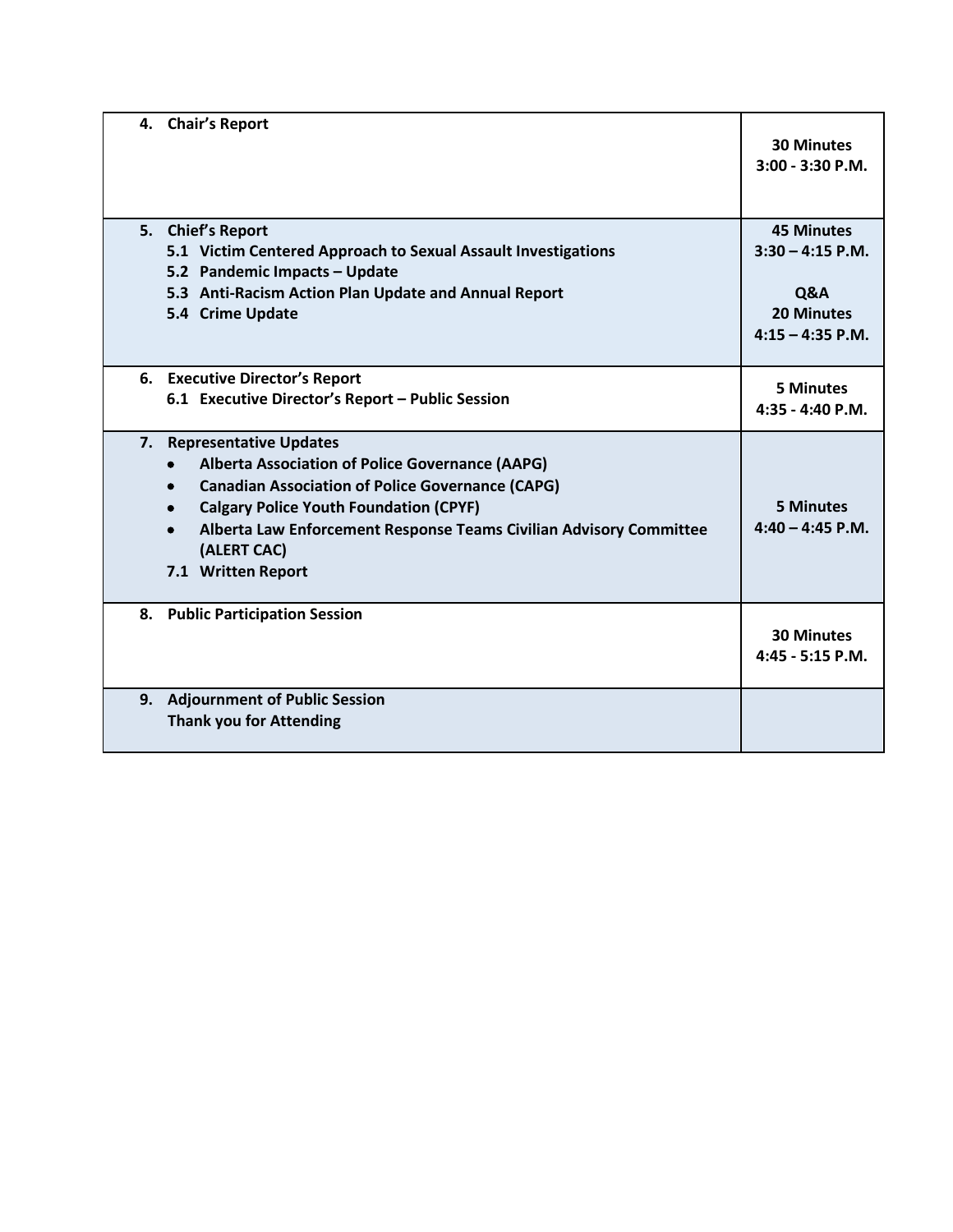| | |
|---|---|
| **4. Chair's Report** | **30 Minutes**<br>**3:00 - 3:30 P.M.** |
| **5. Chief's Report**<br>**5.1 Victim Centered Approach to Sexual Assault Investigations**<br>**5.2 Pandemic Impacts – Update**<br>**5.3 Anti-Racism Action Plan Update and Annual Report**<br>**5.4 Crime Update** | **45 Minutes**<br>**3:30 – 4:15 P.M.**<br><br>**Q&A**<br>**20 Minutes**<br>**4:15 – 4:35 P.M.** |
| **6. Executive Director's Report**<br>**6.1 Executive Director's Report – Public Session** | **5 Minutes**<br>**4:35 - 4:40 P.M.** |
| **7. Representative Updates**<br>• **Alberta Association of Police Governance (AAPG)**<br>• **Canadian Association of Police Governance (CAPG)**<br>• **Calgary Police Youth Foundation (CPYF)**<br>• **Alberta Law Enforcement Response Teams Civilian Advisory Committee (ALERT CAC)**<br>**7.1 Written Report** | **5 Minutes**<br>**4:40 – 4:45 P.M.** |
| **8. Public Participation Session** | **30 Minutes**<br>**4:45 - 5:15 P.M.** |
| **9. Adjournment of Public Session**<br>**Thank you for Attending** | |